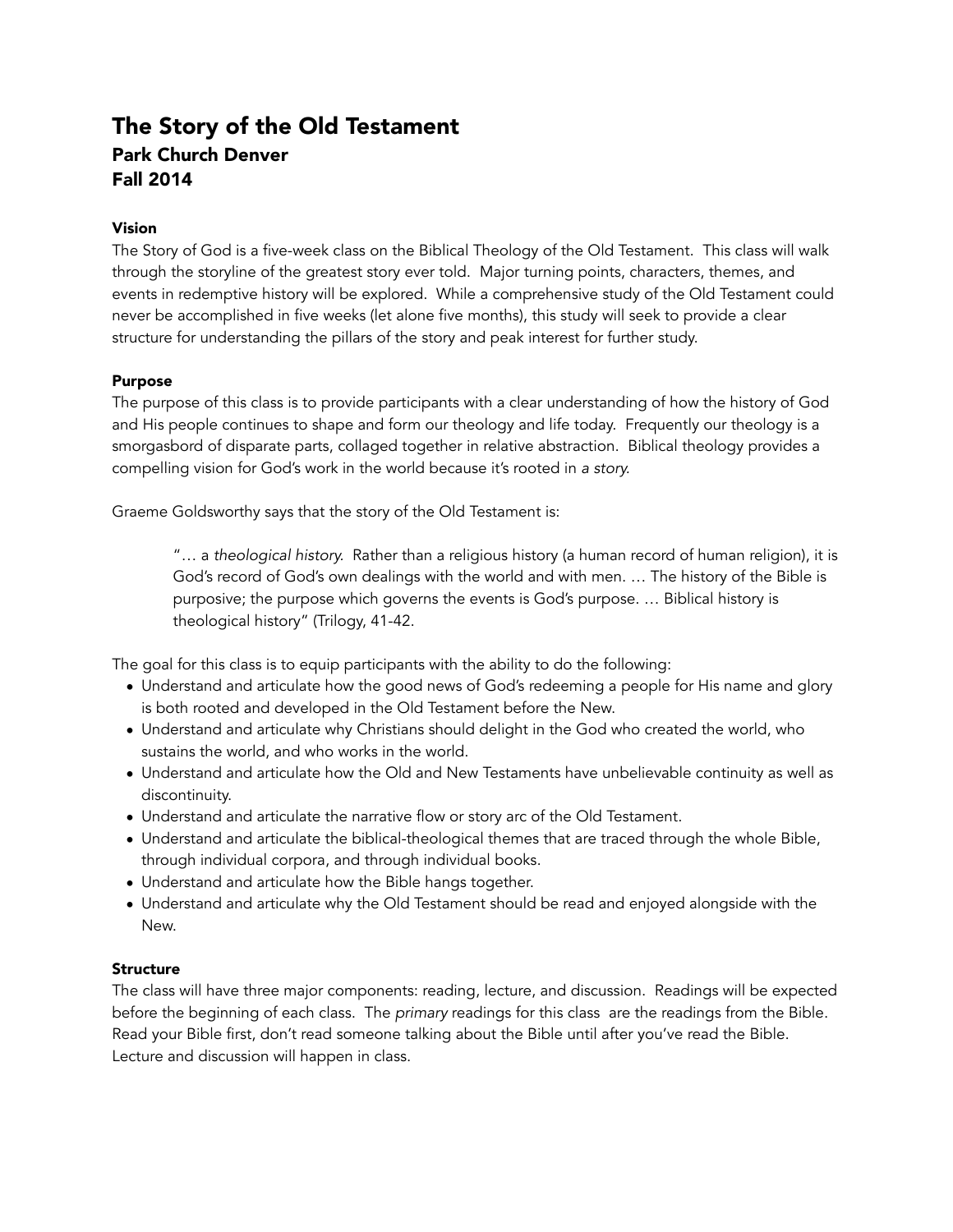# The Story of the Old Testament

## Park Church Denver

## Fall 2014

### Vision

The Story of God is a five-week class on the Biblical Theology of the Old Testament. This class will walk through the storyline of the greatest story ever told. Major turning points, characters, themes, and events in redemptive history will be explored. While a comprehensive study of the Old Testament could never be accomplished in five weeks (let alone five months), this study will seek to provide a clear structure for understanding the pillars of the story and peak interest for further study.

### Purpose

The purpose of this class is to provide participants with a clear understanding of how the history of God and His people continues to shape and form our theology and life today. Frequently our theology is a smorgasbord of disparate parts, collaged together in relative abstraction. Biblical theology provides a compelling vision for God's work in the world because it's rooted in *a story*.

Graeme Goldsworthy says that the story of the Old Testament is:

> "… a *theological history*. Rather than a religious history (a human record of human religion), it is God's record of God's own dealings with the world and with men. … The history of the Bible is purposive; the purpose which governs the events is God's purpose. … Biblical history is theological history" (Trilogy, 41-42.

The goal for this class is to equip participants with the ability to do the following:

- Understand and articulate how the good news of God's redeeming a people for His name and glory is both rooted and developed in the Old Testament before the New.
- Understand and articulate why Christians should delight in the God who created the world, who sustains the world, and who works in the world.
- Understand and articulate how the Old and New Testaments have unbelievable continuity as well as discontinuity.
- Understand and articulate the narrative flow or story arc of the Old Testament.
- Understand and articulate the biblical-theological themes that are traced through the whole Bible, through individual corpora, and through individual books.
- Understand and articulate how the Bible hangs together.
- Understand and articulate why the Old Testament should be read and enjoyed alongside with the New.

### Structure

The class will have three major components: reading, lecture, and discussion. Readings will be expected before the beginning of each class. The *primary* readings for this class are the readings from the Bible. Read your Bible first, don't read someone talking about the Bible until after you've read the Bible. Lecture and discussion will happen in class.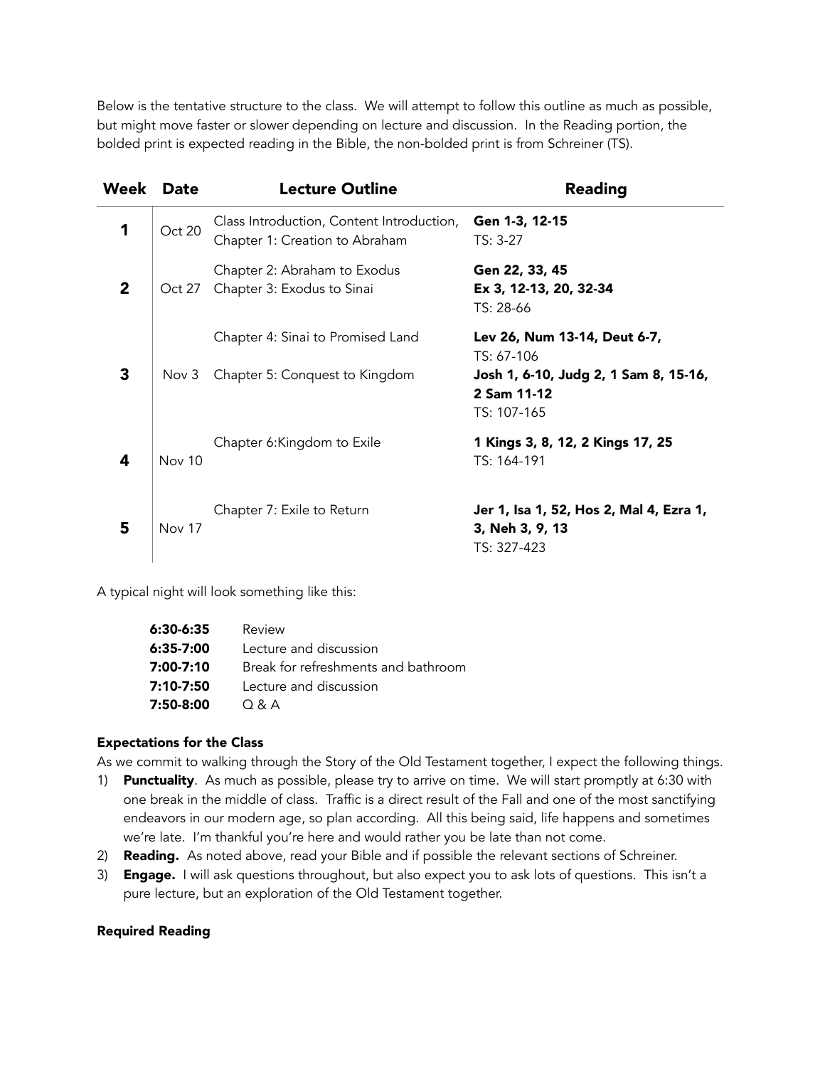Below is the tentative structure to the class. We will attempt to follow this outline as much as possible, but might move faster or slower depending on lecture and discussion. In the Reading portion, the bolded print is expected reading in the Bible, the non-bolded print is from Schreiner (TS).

| Week | Date | Lecture Outline | Reading |
|---|---|---|---|
| **1** | Oct 20 | Class Introduction, Content Introduction, Chapter 1: Creation to Abraham | **Gen 1-3, 12-15** TS: 3-27 |
| **2** | Oct 27 | Chapter 2: Abraham to Exodus Chapter 3: Exodus to Sinai | **Gen 22, 33, 45** **Ex 3, 12-13, 20, 32-34** TS: 28-66 |
| **3** | Nov 3 | Chapter 4: Sinai to Promised Land Chapter 5: Conquest to Kingdom | **Lev 26, Num 13-14, Deut 6-7,** TS: 67-106 **Josh 1, 6-10, Judg 2, 1 Sam 8, 15-16, 2 Sam 11-12** TS: 107-165 |
| **4** | Nov 10 | Chapter 6:Kingdom to Exile | **1 Kings 3, 8, 12, 2 Kings 17, 25** TS: 164-191 |
| **5** | Nov 17 | Chapter 7: Exile to Return | **Jer 1, Isa 1, 52, Hos 2, Mal 4, Ezra 1, 3, Neh 3, 9, 13** TS: 327-423 |

A typical night will look something like this:

| | |
|---|---|
| **6:30-6:35** | Review |
| **6:35-7:00** | Lecture and discussion |
| **7:00-7:10** | Break for refreshments and bathroom |
| **7:10-7:50** | Lecture and discussion |
| **7:50-8:00** | Q & A |

**Expectations for the Class**

As we commit to walking through the Story of the Old Testament together, I expect the following things.

1) **Punctuality**. As much as possible, please try to arrive on time. We will start promptly at 6:30 with one break in the middle of class. Traffic is a direct result of the Fall and one of the most sanctifying endeavors in our modern age, so plan according. All this being said, life happens and sometimes we're late. I'm thankful you're here and would rather you be late than not come.
2) **Reading.** As noted above, read your Bible and if possible the relevant sections of Schreiner.
3) **Engage.** I will ask questions throughout, but also expect you to ask lots of questions. This isn't a pure lecture, but an exploration of the Old Testament together.

**Required Reading**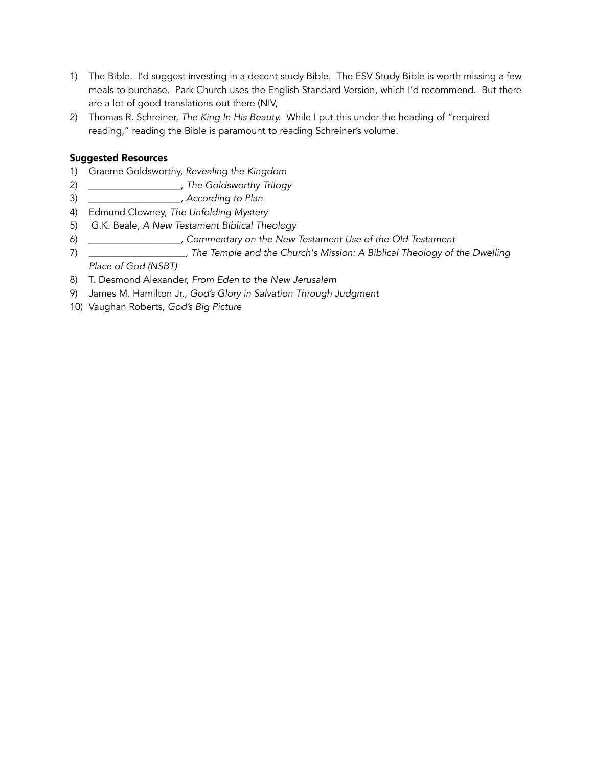1) The Bible. I'd suggest investing in a decent study Bible. The ESV Study Bible is worth missing a few meals to purchase. Park Church uses the English Standard Version, which <u>I'd recommend</u>. But there are a lot of good translations out there (NIV,
2) Thomas R. Schreiner, *The King In His Beauty*. While I put this under the heading of "required reading," reading the Bible is paramount to reading Schreiner's volume.

**Suggested Resources**

1) Graeme Goldsworthy, *Revealing the Kingdom*
2) ___________________, *The Goldsworthy Trilogy*
3) ___________________, *According to Plan*
4) Edmund Clowney, *The Unfolding Mystery*
5) G.K. Beale, *A New Testament Biblical Theology*
6) ___________________, *Commentary on the New Testament Use of the Old Testament*
7) ____________________, *The Temple and the Church's Mission: A Biblical Theology of the Dwelling Place of God (NSBT)*
8) T. Desmond Alexander, *From Eden to the New Jerusalem*
9) James M. Hamilton Jr., *God's Glory in Salvation Through Judgment*
10) Vaughan Roberts, *God's Big Picture*